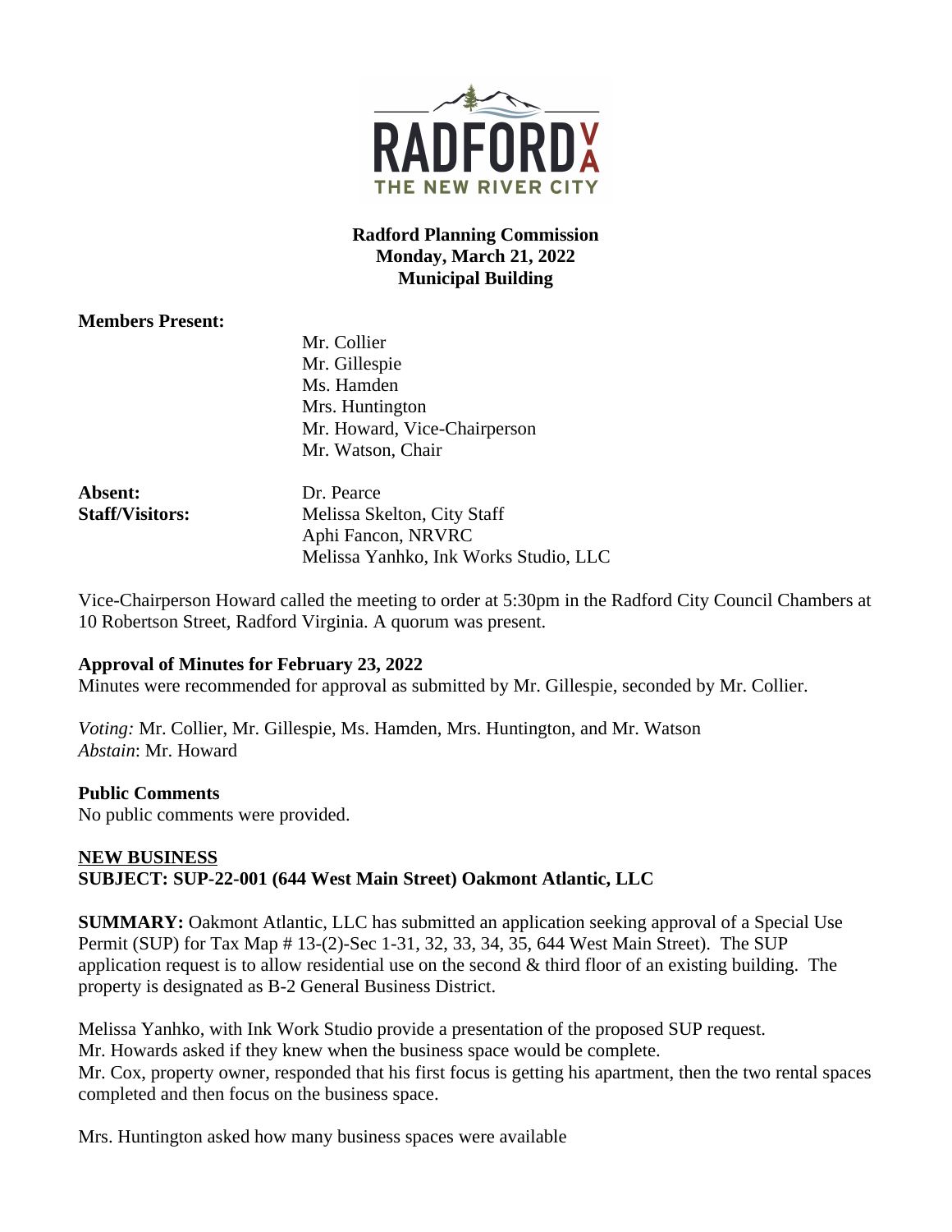**Radford Planning Commission**
**Monday, March 21, 2022**
**Municipal Building**

**Members Present:**

Mr. Collier
Mr. Gillespie
Ms. Hamden
Mrs. Huntington
Mr. Howard, Vice-Chairperson
Mr. Watson, Chair

**Absent:** Dr. Pearce

**Staff/Visitors:** Melissa Skelton, City Staff
Aphi Fancon, NRVRC
Melissa Yanhko, Ink Works Studio, LLC

Vice-Chairperson Howard called the meeting to order at 5:30pm in the Radford City Council Chambers at 10 Robertson Street, Radford Virginia. A quorum was present.

**Approval of Minutes for February 23, 2022**
Minutes were recommended for approval as submitted by Mr. Gillespie, seconded by Mr. Collier.

*Voting:* Mr. Collier, Mr. Gillespie, Ms. Hamden, Mrs. Huntington, and Mr. Watson
*Abstain*: Mr. Howard

**Public Comments**
No public comments were provided.

**NEW BUSINESS**
**SUBJECT: SUP-22-001 (644 West Main Street) Oakmont Atlantic, LLC**

**SUMMARY:** Oakmont Atlantic, LLC has submitted an application seeking approval of a Special Use Permit (SUP) for Tax Map # 13-(2)-Sec 1-31, 32, 33, 34, 35, 644 West Main Street). The SUP application request is to allow residential use on the second & third floor of an existing building. The property is designated as B-2 General Business District.

Melissa Yanhko, with Ink Work Studio provide a presentation of the proposed SUP request.
Mr. Howards asked if they knew when the business space would be complete.
Mr. Cox, property owner, responded that his first focus is getting his apartment, then the two rental spaces completed and then focus on the business space.

Mrs. Huntington asked how many business spaces were available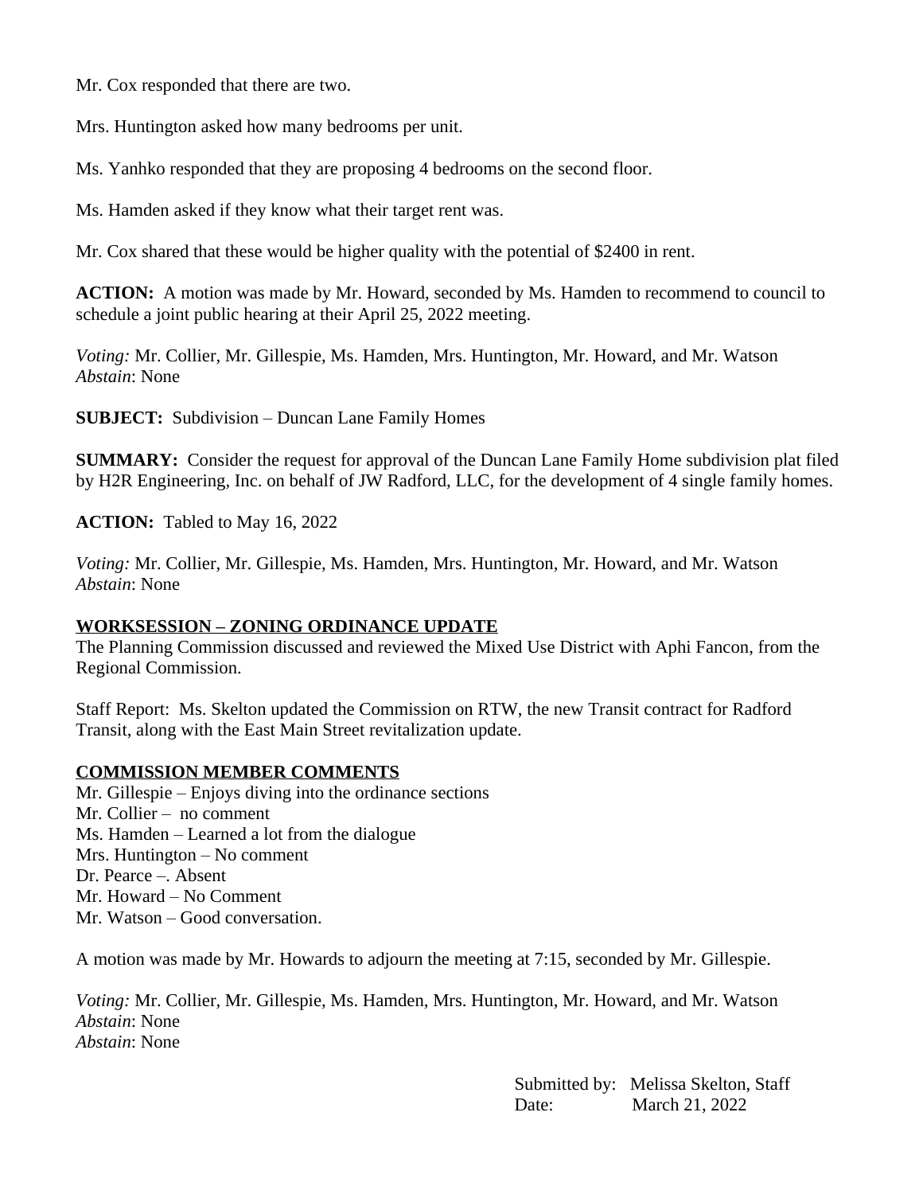Mr. Cox responded that there are two.

Mrs. Huntington asked how many bedrooms per unit.

Ms. Yanhko responded that they are proposing 4 bedrooms on the second floor.

Ms. Hamden asked if they know what their target rent was.

Mr. Cox shared that these would be higher quality with the potential of $2400 in rent.

**ACTION:** A motion was made by Mr. Howard, seconded by Ms. Hamden to recommend to council to schedule a joint public hearing at their April 25, 2022 meeting.

*Voting:* Mr. Collier, Mr. Gillespie, Ms. Hamden, Mrs. Huntington, Mr. Howard, and Mr. Watson
*Abstain*: None

**SUBJECT:** Subdivision – Duncan Lane Family Homes

**SUMMARY:** Consider the request for approval of the Duncan Lane Family Home subdivision plat filed by H2R Engineering, Inc. on behalf of JW Radford, LLC, for the development of 4 single family homes.

**ACTION:** Tabled to May 16, 2022

*Voting:* Mr. Collier, Mr. Gillespie, Ms. Hamden, Mrs. Huntington, Mr. Howard, and Mr. Watson
*Abstain*: None

**WORKSESSION – ZONING ORDINANCE UPDATE**

The Planning Commission discussed and reviewed the Mixed Use District with Aphi Fancon, from the Regional Commission.

Staff Report: Ms. Skelton updated the Commission on RTW, the new Transit contract for Radford Transit, along with the East Main Street revitalization update.

**COMMISSION MEMBER COMMENTS**

Mr. Gillespie – Enjoys diving into the ordinance sections
Mr. Collier – no comment
Ms. Hamden – Learned a lot from the dialogue
Mrs. Huntington – No comment
Dr. Pearce –. Absent
Mr. Howard – No Comment
Mr. Watson – Good conversation.

A motion was made by Mr. Howards to adjourn the meeting at 7:15, seconded by Mr. Gillespie.

*Voting:* Mr. Collier, Mr. Gillespie, Ms. Hamden, Mrs. Huntington, Mr. Howard, and Mr. Watson
*Abstain*: None
*Abstain*: None

Submitted by: Melissa Skelton, Staff
Date: March 21, 2022